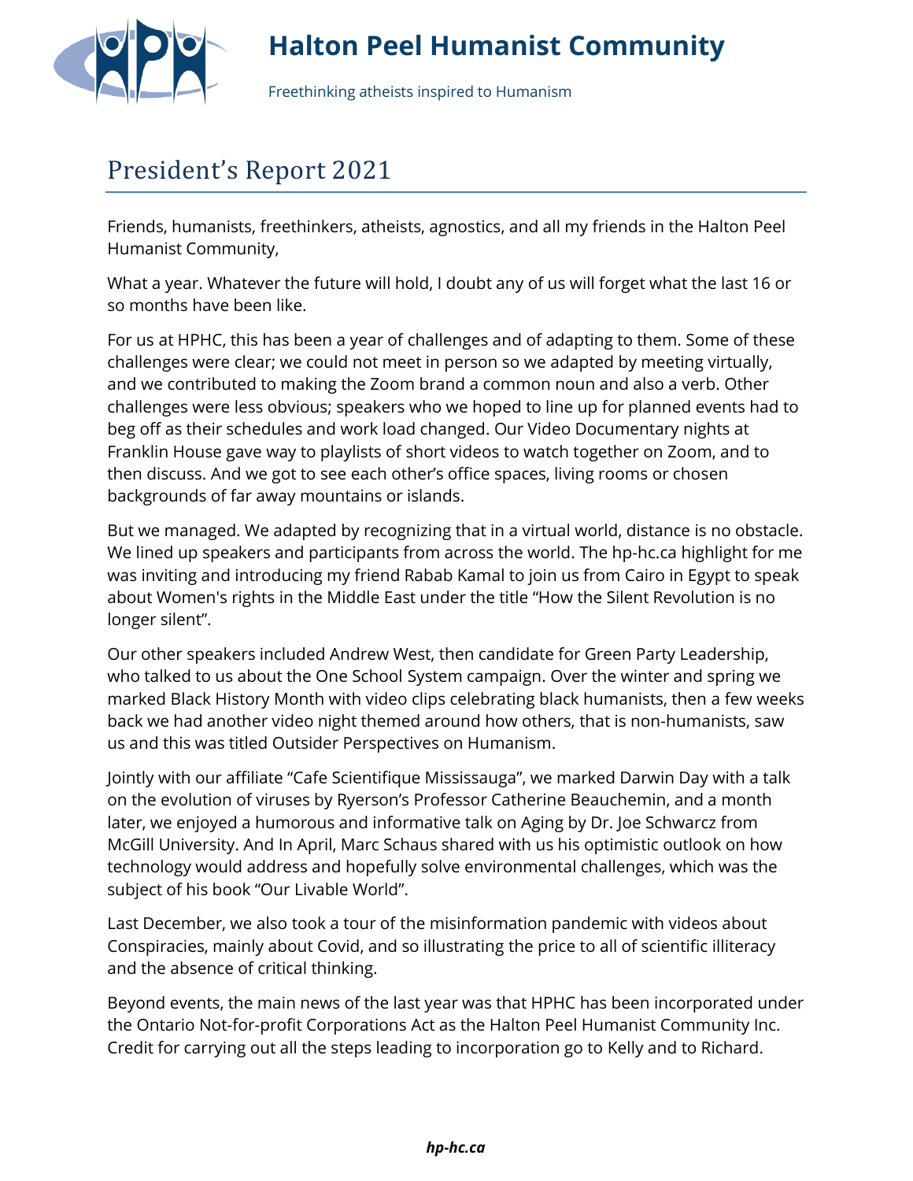# Halton Peel Humanist Community

Freethinking atheists inspired to Humanism

## President's Report 2021

Friends, humanists, freethinkers, atheists, agnostics, and all my friends in the Halton Peel Humanist Community,

What a year. Whatever the future will hold, I doubt any of us will forget what the last 16 or so months have been like.

For us at HPHC, this has been a year of challenges and of adapting to them. Some of these challenges were clear; we could not meet in person so we adapted by meeting virtually, and we contributed to making the Zoom brand a common noun and also a verb. Other challenges were less obvious; speakers who we hoped to line up for planned events had to beg off as their schedules and work load changed. Our Video Documentary nights at Franklin House gave way to playlists of short videos to watch together on Zoom, and to then discuss. And we got to see each other's office spaces, living rooms or chosen backgrounds of far away mountains or islands.

But we managed. We adapted by recognizing that in a virtual world, distance is no obstacle. We lined up speakers and participants from across the world. The hp-hc.ca highlight for me was inviting and introducing my friend Rabab Kamal to join us from Cairo in Egypt to speak about Women's rights in the Middle East under the title "How the Silent Revolution is no longer silent".

Our other speakers included Andrew West, then candidate for Green Party Leadership, who talked to us about the One School System campaign. Over the winter and spring we marked Black History Month with video clips celebrating black humanists, then a few weeks back we had another video night themed around how others, that is non-humanists, saw us and this was titled Outsider Perspectives on Humanism.

Jointly with our affiliate "Cafe Scientifique Mississauga", we marked Darwin Day with a talk on the evolution of viruses by Ryerson's Professor Catherine Beauchemin, and a month later, we enjoyed a humorous and informative talk on Aging by Dr. Joe Schwarcz from McGill University. And In April, Marc Schaus shared with us his optimistic outlook on how technology would address and hopefully solve environmental challenges, which was the subject of his book "Our Livable World".

Last December, we also took a tour of the misinformation pandemic with videos about Conspiracies, mainly about Covid, and so illustrating the price to all of scientific illiteracy and the absence of critical thinking.

Beyond events, the main news of the last year was that HPHC has been incorporated under the Ontario Not-for-profit Corporations Act as the Halton Peel Humanist Community Inc. Credit for carrying out all the steps leading to incorporation go to Kelly and to Richard.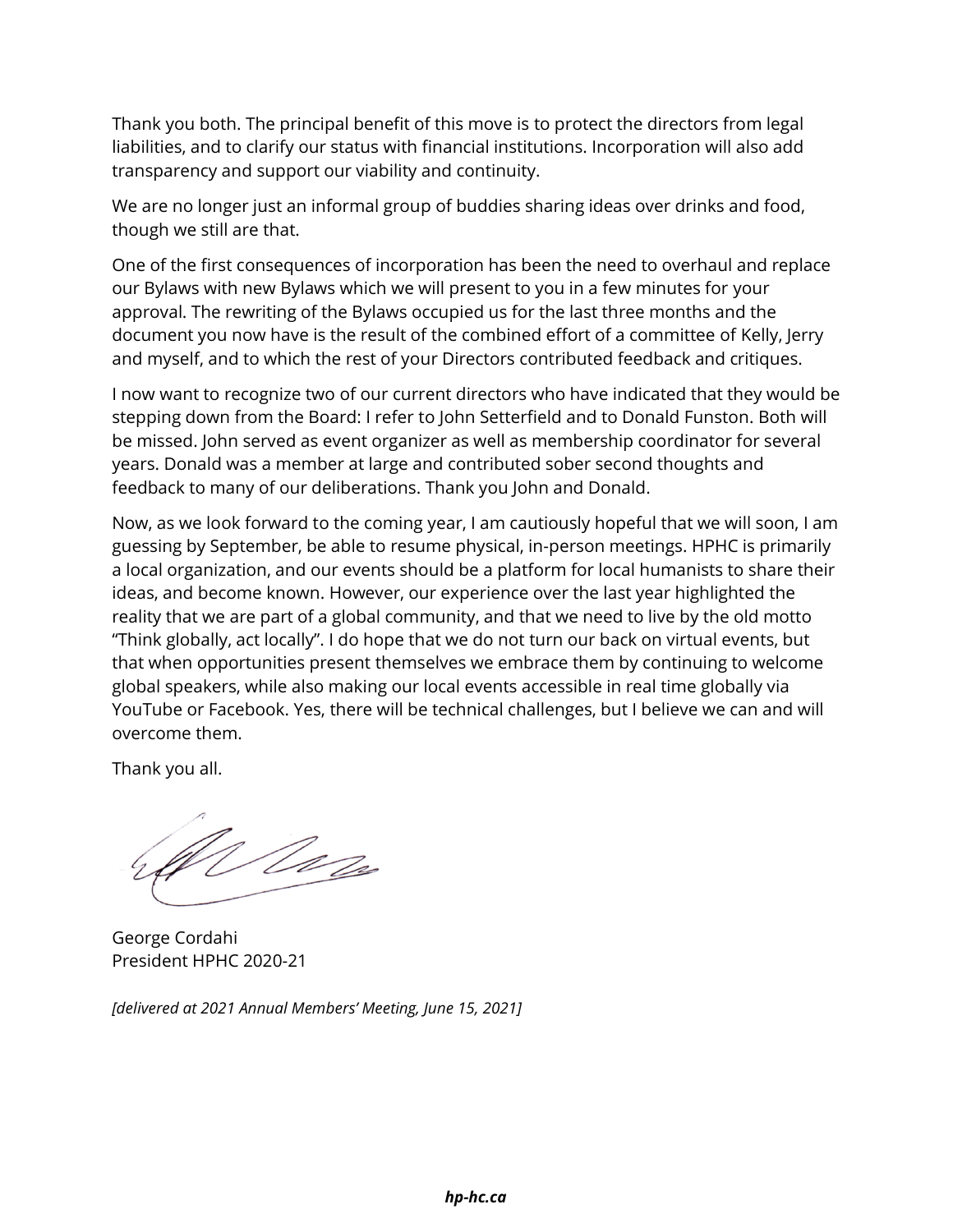Thank you both. The principal benefit of this move is to protect the directors from legal liabilities, and to clarify our status with financial institutions. Incorporation will also add transparency and support our viability and continuity.

We are no longer just an informal group of buddies sharing ideas over drinks and food, though we still are that.

One of the first consequences of incorporation has been the need to overhaul and replace our Bylaws with new Bylaws which we will present to you in a few minutes for your approval. The rewriting of the Bylaws occupied us for the last three months and the document you now have is the result of the combined effort of a committee of Kelly, Jerry and myself, and to which the rest of your Directors contributed feedback and critiques.

I now want to recognize two of our current directors who have indicated that they would be stepping down from the Board: I refer to John Setterfield and to Donald Funston. Both will be missed. John served as event organizer as well as membership coordinator for several years. Donald was a member at large and contributed sober second thoughts and feedback to many of our deliberations. Thank you John and Donald.

Now, as we look forward to the coming year, I am cautiously hopeful that we will soon, I am guessing by September, be able to resume physical, in-person meetings. HPHC is primarily a local organization, and our events should be a platform for local humanists to share their ideas, and become known. However, our experience over the last year highlighted the reality that we are part of a global community, and that we need to live by the old motto "Think globally, act locally". I do hope that we do not turn our back on virtual events, but that when opportunities present themselves we embrace them by continuing to welcome global speakers, while also making our local events accessible in real time globally via YouTube or Facebook. Yes, there will be technical challenges, but I believe we can and will overcome them.

Thank you all.

George Cordahi
President HPHC 2020-21

*[delivered at 2021 Annual Members' Meeting, June 15, 2021]*